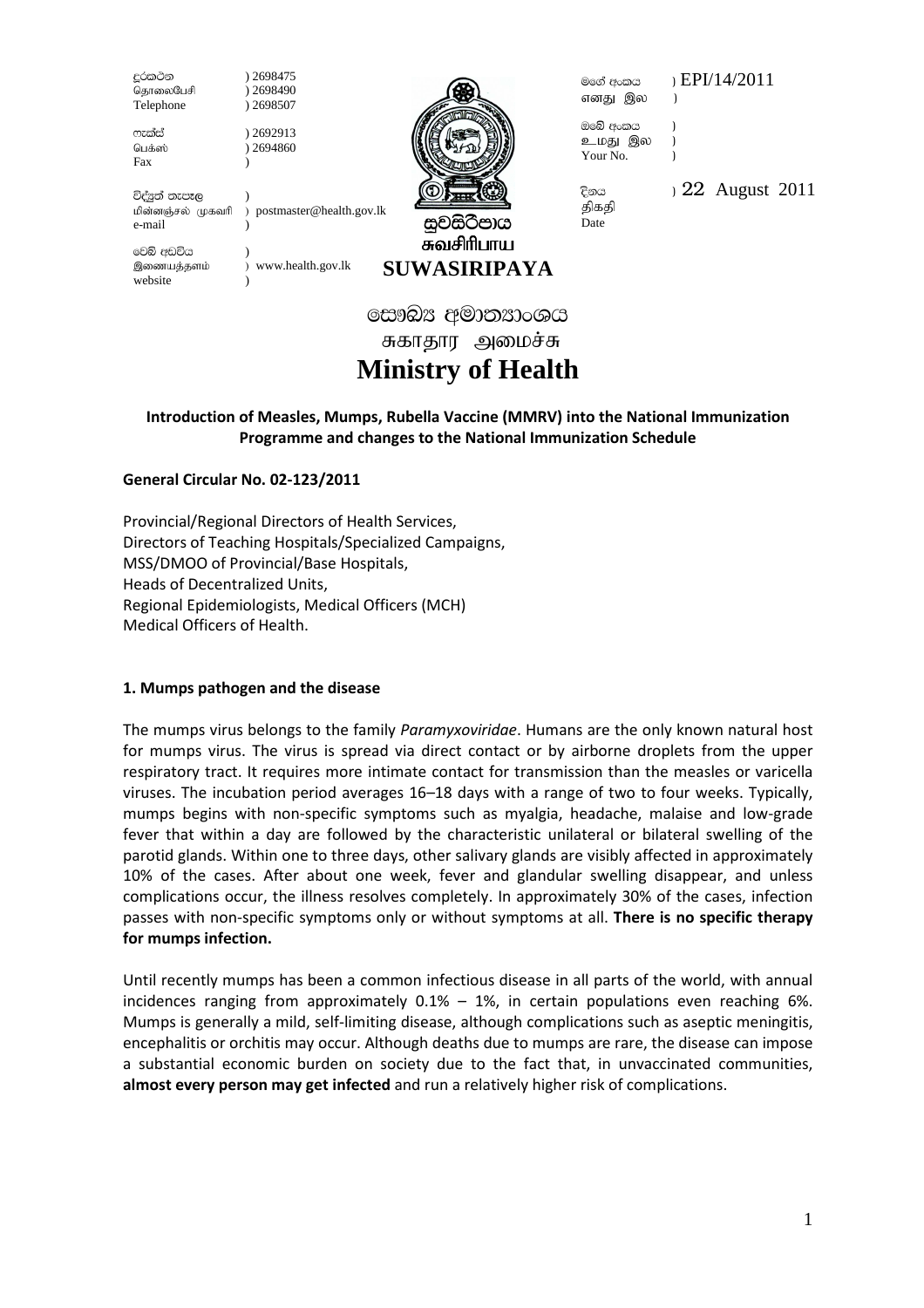| | | | |
|---|---|---|---|
| දුරකථන / தொலைபேசி / Telephone | ) 2698475 ) 2698490 ) 2698507 | මගේ අංකය / எனது இல | ) EPI/14/2011 |
| ෆැක්ස් / பெக்ஸ் / Fax | ) 2692913 ) 2694860 | ඔබේ අංකය / உமது இல / Your No. | ) |
| විද්‍යුත් තැපෑල / மின்னஞ்சல் முகவரி / e-mail | ) postmaster@health.gov.lk | දිනය / திகதி / Date | ) 22 August 2011 |
| වෙබ් අඩවිය / இணையத்தளம் / website | ) www.health.gov.lk | | |

සුවසිරිපාය
சுவசிரிபாய
**SUWASIRIPAYA**

සෞඛ්‍ය අමාත්‍යාංශය
சுகாதார அமைச்சு
# Ministry of Health

**Introduction of Measles, Mumps, Rubella Vaccine (MMRV) into the National Immunization Programme and changes to the National Immunization Schedule**

**General Circular No. 02-123/2011**

Provincial/Regional Directors of Health Services,
Directors of Teaching Hospitals/Specialized Campaigns,
MSS/DMOO of Provincial/Base Hospitals,
Heads of Decentralized Units,
Regional Epidemiologists, Medical Officers (MCH)
Medical Officers of Health.

## 1. Mumps pathogen and the disease

The mumps virus belongs to the family *Paramyxoviridae*. Humans are the only known natural host for mumps virus. The virus is spread via direct contact or by airborne droplets from the upper respiratory tract. It requires more intimate contact for transmission than the measles or varicella viruses. The incubation period averages 16–18 days with a range of two to four weeks. Typically, mumps begins with non-specific symptoms such as myalgia, headache, malaise and low-grade fever that within a day are followed by the characteristic unilateral or bilateral swelling of the parotid glands. Within one to three days, other salivary glands are visibly affected in approximately 10% of the cases. After about one week, fever and glandular swelling disappear, and unless complications occur, the illness resolves completely. In approximately 30% of the cases, infection passes with non-specific symptoms only or without symptoms at all. **There is no specific therapy for mumps infection.**

Until recently mumps has been a common infectious disease in all parts of the world, with annual incidences ranging from approximately 0.1% – 1%, in certain populations even reaching 6%. Mumps is generally a mild, self-limiting disease, although complications such as aseptic meningitis, encephalitis or orchitis may occur. Although deaths due to mumps are rare, the disease can impose a substantial economic burden on society due to the fact that, in unvaccinated communities, **almost every person may get infected** and run a relatively higher risk of complications.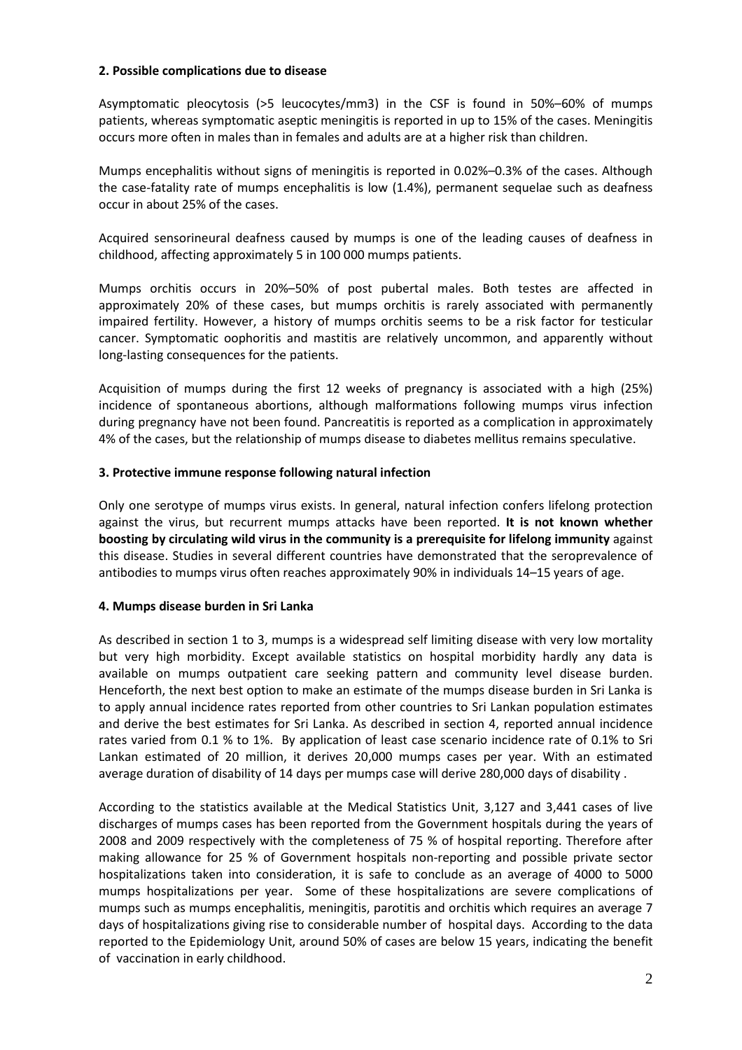**2. Possible complications due to disease**

Asymptomatic pleocytosis (>5 leucocytes/mm3) in the CSF is found in 50%–60% of mumps patients, whereas symptomatic aseptic meningitis is reported in up to 15% of the cases. Meningitis occurs more often in males than in females and adults are at a higher risk than children.

Mumps encephalitis without signs of meningitis is reported in 0.02%–0.3% of the cases. Although the case-fatality rate of mumps encephalitis is low (1.4%), permanent sequelae such as deafness occur in about 25% of the cases.

Acquired sensorineural deafness caused by mumps is one of the leading causes of deafness in childhood, affecting approximately 5 in 100 000 mumps patients.

Mumps orchitis occurs in 20%–50% of post pubertal males. Both testes are affected in approximately 20% of these cases, but mumps orchitis is rarely associated with permanently impaired fertility. However, a history of mumps orchitis seems to be a risk factor for testicular cancer. Symptomatic oophoritis and mastitis are relatively uncommon, and apparently without long-lasting consequences for the patients.

Acquisition of mumps during the first 12 weeks of pregnancy is associated with a high (25%) incidence of spontaneous abortions, although malformations following mumps virus infection during pregnancy have not been found. Pancreatitis is reported as a complication in approximately 4% of the cases, but the relationship of mumps disease to diabetes mellitus remains speculative.

**3. Protective immune response following natural infection**

Only one serotype of mumps virus exists. In general, natural infection confers lifelong protection against the virus, but recurrent mumps attacks have been reported. **It is not known whether boosting by circulating wild virus in the community is a prerequisite for lifelong immunity** against this disease. Studies in several different countries have demonstrated that the seroprevalence of antibodies to mumps virus often reaches approximately 90% in individuals 14–15 years of age.

**4. Mumps disease burden in Sri Lanka**

As described in section 1 to 3, mumps is a widespread self limiting disease with very low mortality but very high morbidity. Except available statistics on hospital morbidity hardly any data is available on mumps outpatient care seeking pattern and community level disease burden. Henceforth, the next best option to make an estimate of the mumps disease burden in Sri Lanka is to apply annual incidence rates reported from other countries to Sri Lankan population estimates and derive the best estimates for Sri Lanka. As described in section 4, reported annual incidence rates varied from 0.1 % to 1%. By application of least case scenario incidence rate of 0.1% to Sri Lankan estimated of 20 million, it derives 20,000 mumps cases per year. With an estimated average duration of disability of 14 days per mumps case will derive 280,000 days of disability .

According to the statistics available at the Medical Statistics Unit, 3,127 and 3,441 cases of live discharges of mumps cases has been reported from the Government hospitals during the years of 2008 and 2009 respectively with the completeness of 75 % of hospital reporting. Therefore after making allowance for 25 % of Government hospitals non-reporting and possible private sector hospitalizations taken into consideration, it is safe to conclude as an average of 4000 to 5000 mumps hospitalizations per year. Some of these hospitalizations are severe complications of mumps such as mumps encephalitis, meningitis, parotitis and orchitis which requires an average 7 days of hospitalizations giving rise to considerable number of hospital days. According to the data reported to the Epidemiology Unit, around 50% of cases are below 15 years, indicating the benefit of vaccination in early childhood.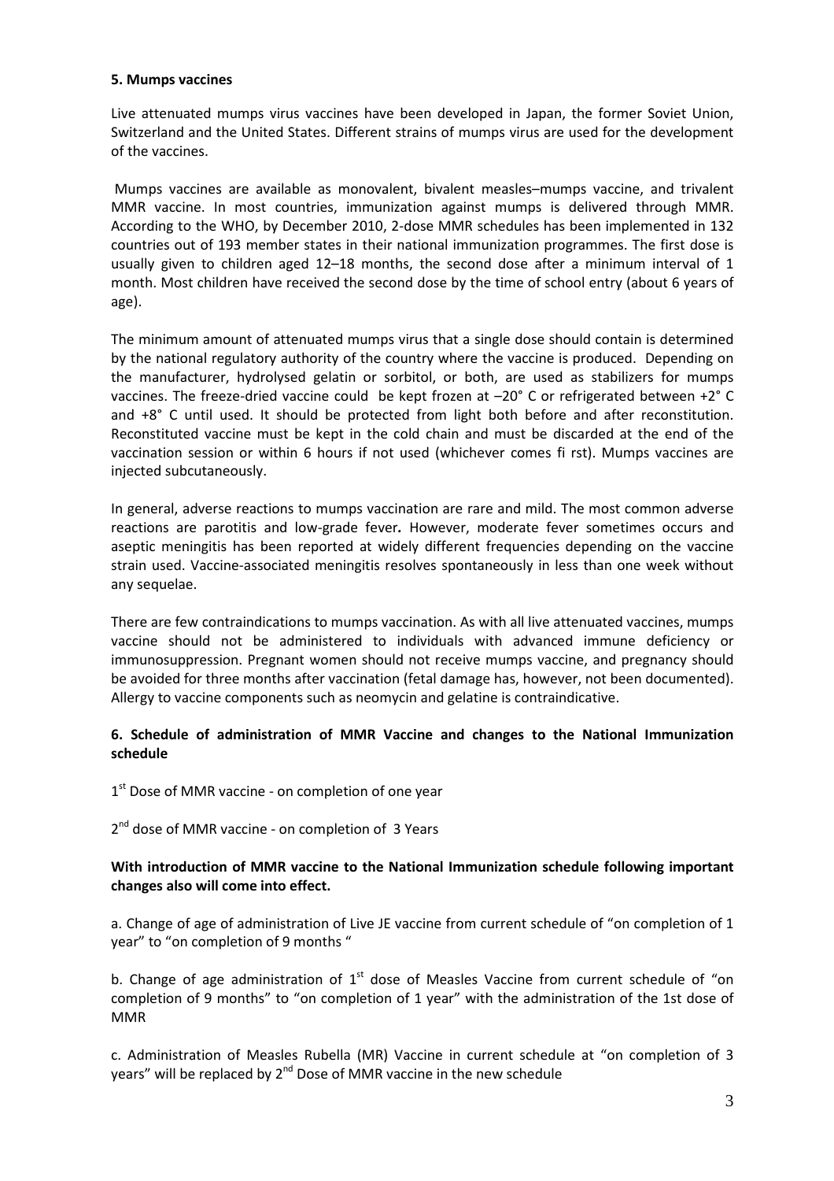**5. Mumps vaccines**

Live attenuated mumps virus vaccines have been developed in Japan, the former Soviet Union, Switzerland and the United States. Different strains of mumps virus are used for the development of the vaccines.

Mumps vaccines are available as monovalent, bivalent measles–mumps vaccine, and trivalent MMR vaccine. In most countries, immunization against mumps is delivered through MMR. According to the WHO, by December 2010, 2-dose MMR schedules has been implemented in 132 countries out of 193 member states in their national immunization programmes. The first dose is usually given to children aged 12–18 months, the second dose after a minimum interval of 1 month. Most children have received the second dose by the time of school entry (about 6 years of age).

The minimum amount of attenuated mumps virus that a single dose should contain is determined by the national regulatory authority of the country where the vaccine is produced. Depending on the manufacturer, hydrolysed gelatin or sorbitol, or both, are used as stabilizers for mumps vaccines. The freeze-dried vaccine could be kept frozen at –20° C or refrigerated between +2° C and +8° C until used. It should be protected from light both before and after reconstitution. Reconstituted vaccine must be kept in the cold chain and must be discarded at the end of the vaccination session or within 6 hours if not used (whichever comes fi rst). Mumps vaccines are injected subcutaneously.

In general, adverse reactions to mumps vaccination are rare and mild. The most common adverse reactions are parotitis and low-grade fever*.* However, moderate fever sometimes occurs and aseptic meningitis has been reported at widely different frequencies depending on the vaccine strain used. Vaccine-associated meningitis resolves spontaneously in less than one week without any sequelae.

There are few contraindications to mumps vaccination. As with all live attenuated vaccines, mumps vaccine should not be administered to individuals with advanced immune deficiency or immunosuppression. Pregnant women should not receive mumps vaccine, and pregnancy should be avoided for three months after vaccination (fetal damage has, however, not been documented). Allergy to vaccine components such as neomycin and gelatine is contraindicative.

**6. Schedule of administration of MMR Vaccine and changes to the National Immunization schedule**

1st Dose of MMR vaccine - on completion of one year

2nd dose of MMR vaccine - on completion of 3 Years

**With introduction of MMR vaccine to the National Immunization schedule following important changes also will come into effect.**

a. Change of age of administration of Live JE vaccine from current schedule of "on completion of 1 year" to "on completion of 9 months "

b. Change of age administration of 1st dose of Measles Vaccine from current schedule of "on completion of 9 months" to "on completion of 1 year" with the administration of the 1st dose of MMR

c. Administration of Measles Rubella (MR) Vaccine in current schedule at "on completion of 3 years" will be replaced by 2nd Dose of MMR vaccine in the new schedule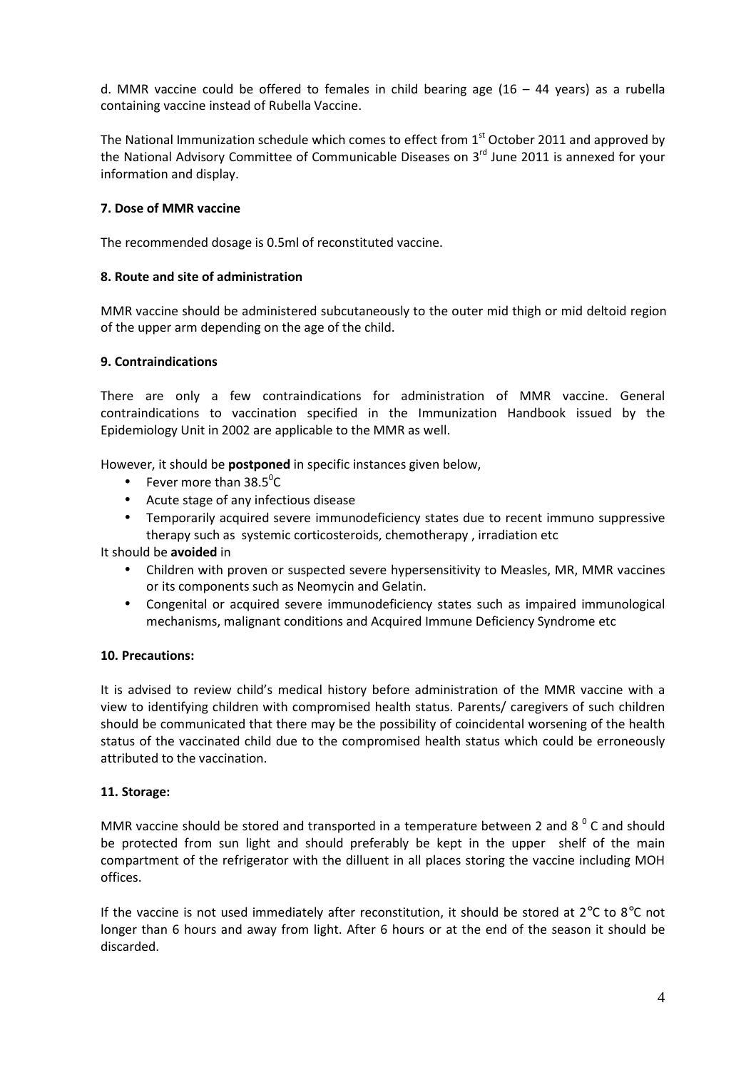d. MMR vaccine could be offered to females in child bearing age (16 – 44 years) as a rubella containing vaccine instead of Rubella Vaccine.

The National Immunization schedule which comes to effect from 1st October 2011 and approved by the National Advisory Committee of Communicable Diseases on 3rd June 2011 is annexed for your information and display.

**7. Dose of MMR vaccine**

The recommended dosage is 0.5ml of reconstituted vaccine.

**8. Route and site of administration**

MMR vaccine should be administered subcutaneously to the outer mid thigh or mid deltoid region of the upper arm depending on the age of the child.

**9. Contraindications**

There are only a few contraindications for administration of MMR vaccine. General contraindications to vaccination specified in the Immunization Handbook issued by the Epidemiology Unit in 2002 are applicable to the MMR as well.

However, it should be **postponed** in specific instances given below,

- Fever more than 38.5$^{0}$C
- Acute stage of any infectious disease
- Temporarily acquired severe immunodeficiency states due to recent immuno suppressive therapy such as systemic corticosteroids, chemotherapy , irradiation etc

It should be **avoided** in

- Children with proven or suspected severe hypersensitivity to Measles, MR, MMR vaccines or its components such as Neomycin and Gelatin.
- Congenital or acquired severe immunodeficiency states such as impaired immunological mechanisms, malignant conditions and Acquired Immune Deficiency Syndrome etc

**10. Precautions:**

It is advised to review child's medical history before administration of the MMR vaccine with a view to identifying children with compromised health status. Parents/ caregivers of such children should be communicated that there may be the possibility of coincidental worsening of the health status of the vaccinated child due to the compromised health status which could be erroneously attributed to the vaccination.

**11. Storage:**

MMR vaccine should be stored and transported in a temperature between 2 and 8 $^{0}$ C and should be protected from sun light and should preferably be kept in the upper shelf of the main compartment of the refrigerator with the dilluent in all places storing the vaccine including MOH offices.

If the vaccine is not used immediately after reconstitution, it should be stored at 2°C to 8°C not longer than 6 hours and away from light. After 6 hours or at the end of the season it should be discarded.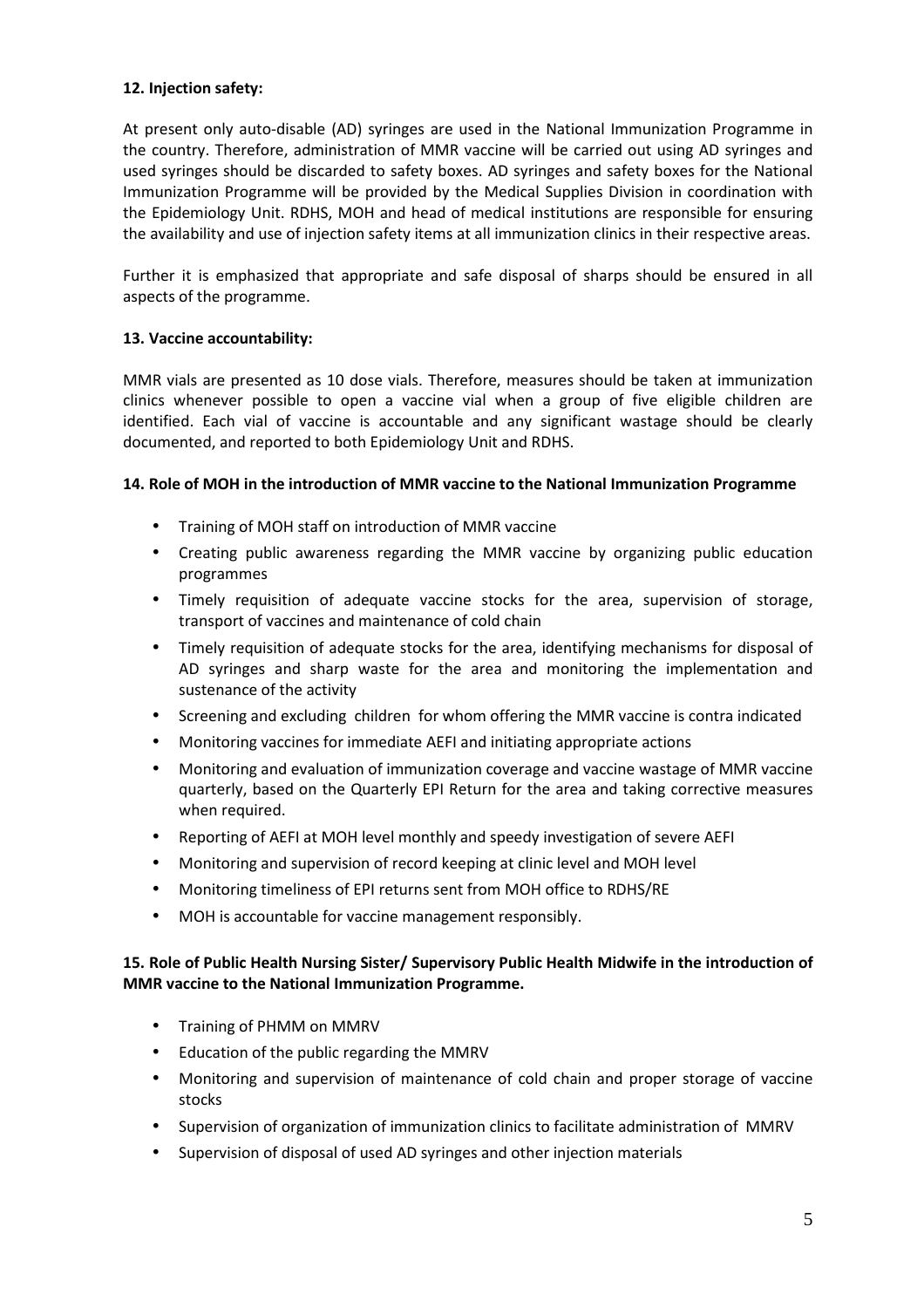**12. Injection safety:**

At present only auto-disable (AD) syringes are used in the National Immunization Programme in the country. Therefore, administration of MMR vaccine will be carried out using AD syringes and used syringes should be discarded to safety boxes. AD syringes and safety boxes for the National Immunization Programme will be provided by the Medical Supplies Division in coordination with the Epidemiology Unit. RDHS, MOH and head of medical institutions are responsible for ensuring the availability and use of injection safety items at all immunization clinics in their respective areas.

Further it is emphasized that appropriate and safe disposal of sharps should be ensured in all aspects of the programme.

**13. Vaccine accountability:**

MMR vials are presented as 10 dose vials. Therefore, measures should be taken at immunization clinics whenever possible to open a vaccine vial when a group of five eligible children are identified. Each vial of vaccine is accountable and any significant wastage should be clearly documented, and reported to both Epidemiology Unit and RDHS.

**14. Role of MOH in the introduction of MMR vaccine to the National Immunization Programme**

- Training of MOH staff on introduction of MMR vaccine
- Creating public awareness regarding the MMR vaccine by organizing public education programmes
- Timely requisition of adequate vaccine stocks for the area, supervision of storage, transport of vaccines and maintenance of cold chain
- Timely requisition of adequate stocks for the area, identifying mechanisms for disposal of AD syringes and sharp waste for the area and monitoring the implementation and sustenance of the activity
- Screening and excluding children for whom offering the MMR vaccine is contra indicated
- Monitoring vaccines for immediate AEFI and initiating appropriate actions
- Monitoring and evaluation of immunization coverage and vaccine wastage of MMR vaccine quarterly, based on the Quarterly EPI Return for the area and taking corrective measures when required.
- Reporting of AEFI at MOH level monthly and speedy investigation of severe AEFI
- Monitoring and supervision of record keeping at clinic level and MOH level
- Monitoring timeliness of EPI returns sent from MOH office to RDHS/RE
- MOH is accountable for vaccine management responsibly.

**15. Role of Public Health Nursing Sister/ Supervisory Public Health Midwife in the introduction of MMR vaccine to the National Immunization Programme.**

- Training of PHMM on MMRV
- Education of the public regarding the MMRV
- Monitoring and supervision of maintenance of cold chain and proper storage of vaccine stocks
- Supervision of organization of immunization clinics to facilitate administration of MMRV
- Supervision of disposal of used AD syringes and other injection materials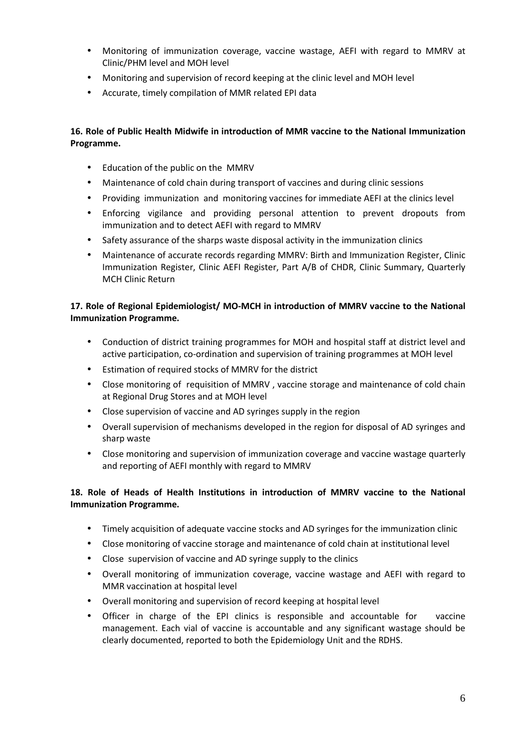- Monitoring of immunization coverage, vaccine wastage, AEFI with regard to MMRV at Clinic/PHM level and MOH level
- Monitoring and supervision of record keeping at the clinic level and MOH level
- Accurate, timely compilation of MMR related EPI data

**16. Role of Public Health Midwife in introduction of MMR vaccine to the National Immunization Programme.**

- Education of the public on the MMRV
- Maintenance of cold chain during transport of vaccines and during clinic sessions
- Providing immunization and monitoring vaccines for immediate AEFI at the clinics level
- Enforcing vigilance and providing personal attention to prevent dropouts from immunization and to detect AEFI with regard to MMRV
- Safety assurance of the sharps waste disposal activity in the immunization clinics
- Maintenance of accurate records regarding MMRV: Birth and Immunization Register, Clinic Immunization Register, Clinic AEFI Register, Part A/B of CHDR, Clinic Summary, Quarterly MCH Clinic Return

**17. Role of Regional Epidemiologist/ MO-MCH in introduction of MMRV vaccine to the National Immunization Programme.**

- Conduction of district training programmes for MOH and hospital staff at district level and active participation, co-ordination and supervision of training programmes at MOH level
- Estimation of required stocks of MMRV for the district
- Close monitoring of requisition of MMRV , vaccine storage and maintenance of cold chain at Regional Drug Stores and at MOH level
- Close supervision of vaccine and AD syringes supply in the region
- Overall supervision of mechanisms developed in the region for disposal of AD syringes and sharp waste
- Close monitoring and supervision of immunization coverage and vaccine wastage quarterly and reporting of AEFI monthly with regard to MMRV

**18. Role of Heads of Health Institutions in introduction of MMRV vaccine to the National Immunization Programme.**

- Timely acquisition of adequate vaccine stocks and AD syringes for the immunization clinic
- Close monitoring of vaccine storage and maintenance of cold chain at institutional level
- Close supervision of vaccine and AD syringe supply to the clinics
- Overall monitoring of immunization coverage, vaccine wastage and AEFI with regard to MMR vaccination at hospital level
- Overall monitoring and supervision of record keeping at hospital level
- Officer in charge of the EPI clinics is responsible and accountable for vaccine management. Each vial of vaccine is accountable and any significant wastage should be clearly documented, reported to both the Epidemiology Unit and the RDHS.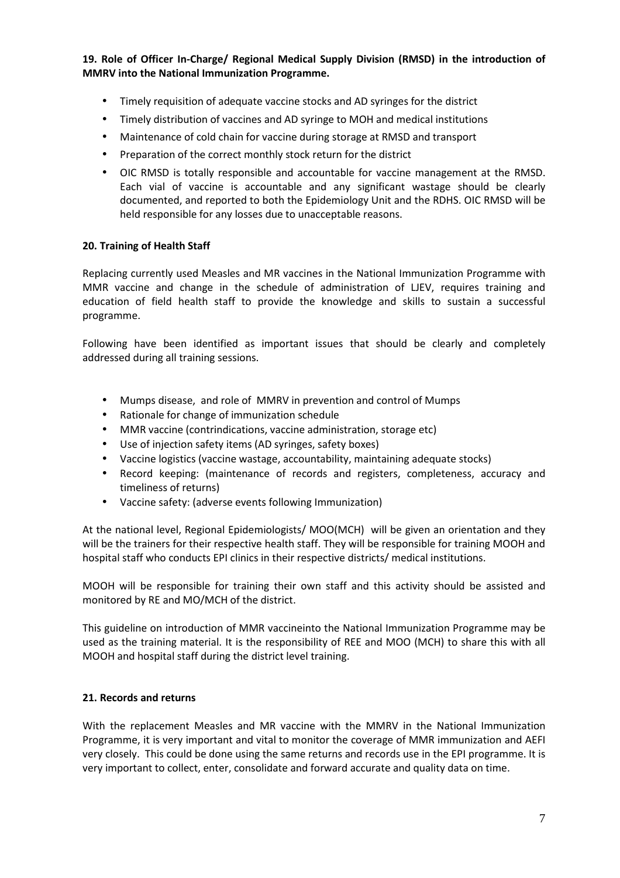**19. Role of Officer In-Charge/ Regional Medical Supply Division (RMSD) in the introduction of MMRV into the National Immunization Programme.**

- Timely requisition of adequate vaccine stocks and AD syringes for the district
- Timely distribution of vaccines and AD syringe to MOH and medical institutions
- Maintenance of cold chain for vaccine during storage at RMSD and transport
- Preparation of the correct monthly stock return for the district
- OIC RMSD is totally responsible and accountable for vaccine management at the RMSD. Each vial of vaccine is accountable and any significant wastage should be clearly documented, and reported to both the Epidemiology Unit and the RDHS. OIC RMSD will be held responsible for any losses due to unacceptable reasons.

**20. Training of Health Staff**

Replacing currently used Measles and MR vaccines in the National Immunization Programme with MMR vaccine and change in the schedule of administration of LJEV, requires training and education of field health staff to provide the knowledge and skills to sustain a successful programme.

Following have been identified as important issues that should be clearly and completely addressed during all training sessions.

- Mumps disease, and role of MMRV in prevention and control of Mumps
- Rationale for change of immunization schedule
- MMR vaccine (contrindications, vaccine administration, storage etc)
- Use of injection safety items (AD syringes, safety boxes)
- Vaccine logistics (vaccine wastage, accountability, maintaining adequate stocks)
- Record keeping: (maintenance of records and registers, completeness, accuracy and timeliness of returns)
- Vaccine safety: (adverse events following Immunization)

At the national level, Regional Epidemiologists/ MOO(MCH) will be given an orientation and they will be the trainers for their respective health staff. They will be responsible for training MOOH and hospital staff who conducts EPI clinics in their respective districts/ medical institutions.

MOOH will be responsible for training their own staff and this activity should be assisted and monitored by RE and MO/MCH of the district.

This guideline on introduction of MMR vaccineinto the National Immunization Programme may be used as the training material. It is the responsibility of REE and MOO (MCH) to share this with all MOOH and hospital staff during the district level training.

**21. Records and returns**

With the replacement Measles and MR vaccine with the MMRV in the National Immunization Programme, it is very important and vital to monitor the coverage of MMR immunization and AEFI very closely. This could be done using the same returns and records use in the EPI programme. It is very important to collect, enter, consolidate and forward accurate and quality data on time.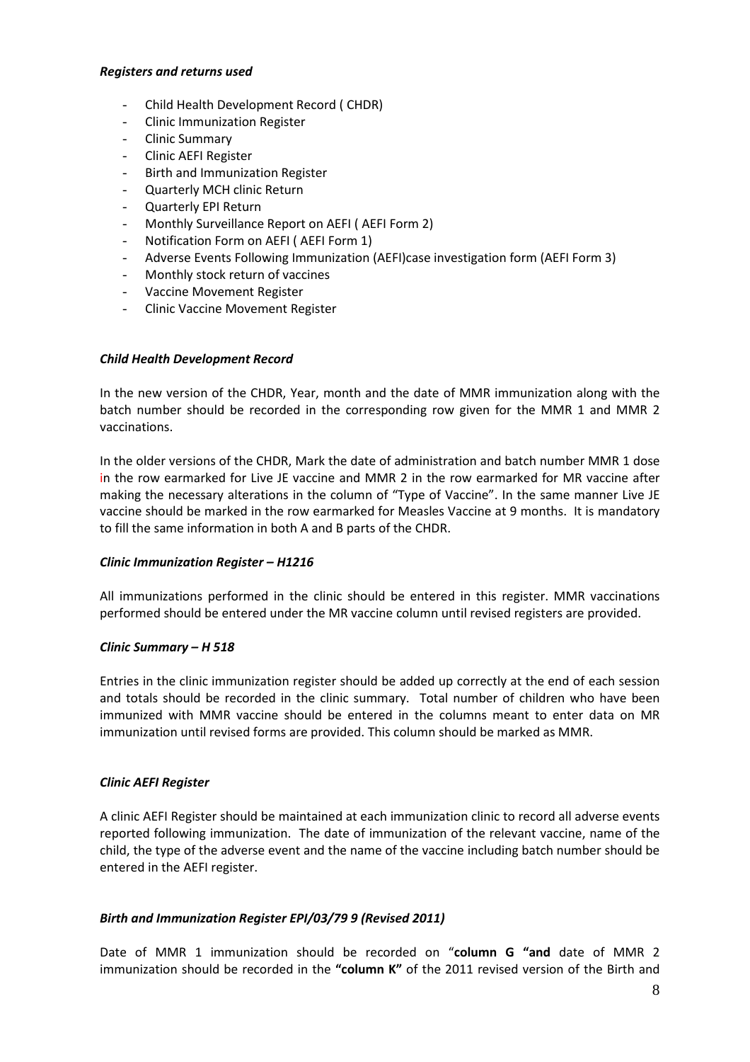***Registers and returns used***

- Child Health Development Record ( CHDR)
- Clinic Immunization Register
- Clinic Summary
- Clinic AEFI Register
- Birth and Immunization Register
- Quarterly MCH clinic Return
- Quarterly EPI Return
- Monthly Surveillance Report on AEFI ( AEFI Form 2)
- Notification Form on AEFI ( AEFI Form 1)
- Adverse Events Following Immunization (AEFI)case investigation form (AEFI Form 3)
- Monthly stock return of vaccines
- Vaccine Movement Register
- Clinic Vaccine Movement Register

***Child Health Development Record***

In the new version of the CHDR, Year, month and the date of MMR immunization along with the batch number should be recorded in the corresponding row given for the MMR 1 and MMR 2 vaccinations.

In the older versions of the CHDR, Mark the date of administration and batch number MMR 1 dose in the row earmarked for Live JE vaccine and MMR 2 in the row earmarked for MR vaccine after making the necessary alterations in the column of "Type of Vaccine". In the same manner Live JE vaccine should be marked in the row earmarked for Measles Vaccine at 9 months. It is mandatory to fill the same information in both A and B parts of the CHDR.

***Clinic Immunization Register – H1216***

All immunizations performed in the clinic should be entered in this register. MMR vaccinations performed should be entered under the MR vaccine column until revised registers are provided.

***Clinic Summary – H 518***

Entries in the clinic immunization register should be added up correctly at the end of each session and totals should be recorded in the clinic summary. Total number of children who have been immunized with MMR vaccine should be entered in the columns meant to enter data on MR immunization until revised forms are provided. This column should be marked as MMR.

***Clinic AEFI Register***

A clinic AEFI Register should be maintained at each immunization clinic to record all adverse events reported following immunization. The date of immunization of the relevant vaccine, name of the child, the type of the adverse event and the name of the vaccine including batch number should be entered in the AEFI register.

***Birth and Immunization Register EPI/03/79 9 (Revised 2011)***

Date of MMR 1 immunization should be recorded on "**column G "and** date of MMR 2 immunization should be recorded in the **"column K"** of the 2011 revised version of the Birth and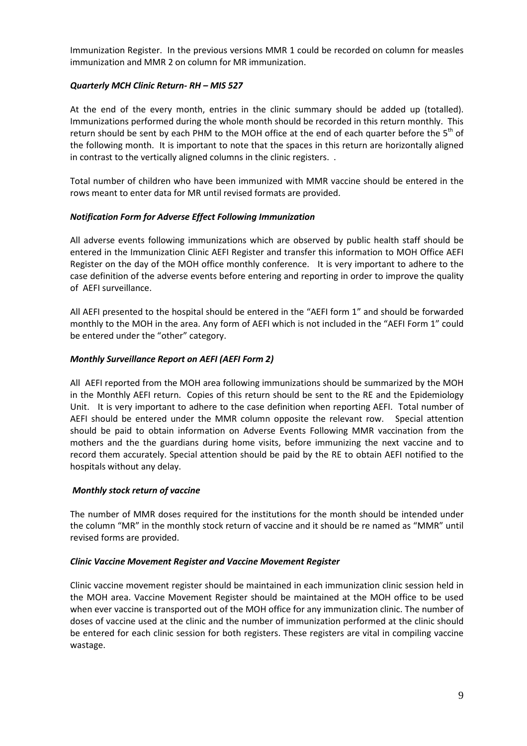Immunization Register. In the previous versions MMR 1 could be recorded on column for measles immunization and MMR 2 on column for MR immunization.

***Quarterly MCH Clinic Return- RH – MIS 527***

At the end of the every month, entries in the clinic summary should be added up (totalled). Immunizations performed during the whole month should be recorded in this return monthly. This return should be sent by each PHM to the MOH office at the end of each quarter before the 5th of the following month. It is important to note that the spaces in this return are horizontally aligned in contrast to the vertically aligned columns in the clinic registers. .

Total number of children who have been immunized with MMR vaccine should be entered in the rows meant to enter data for MR until revised formats are provided.

***Notification Form for Adverse Effect Following Immunization***

All adverse events following immunizations which are observed by public health staff should be entered in the Immunization Clinic AEFI Register and transfer this information to MOH Office AEFI Register on the day of the MOH office monthly conference. It is very important to adhere to the case definition of the adverse events before entering and reporting in order to improve the quality of AEFI surveillance.

All AEFI presented to the hospital should be entered in the "AEFI form 1" and should be forwarded monthly to the MOH in the area. Any form of AEFI which is not included in the "AEFI Form 1" could be entered under the "other" category.

***Monthly Surveillance Report on AEFI (AEFI Form 2)***

All AEFI reported from the MOH area following immunizations should be summarized by the MOH in the Monthly AEFI return. Copies of this return should be sent to the RE and the Epidemiology Unit. It is very important to adhere to the case definition when reporting AEFI. Total number of AEFI should be entered under the MMR column opposite the relevant row. Special attention should be paid to obtain information on Adverse Events Following MMR vaccination from the mothers and the the guardians during home visits, before immunizing the next vaccine and to record them accurately. Special attention should be paid by the RE to obtain AEFI notified to the hospitals without any delay.

***Monthly stock return of vaccine***

The number of MMR doses required for the institutions for the month should be intended under the column "MR" in the monthly stock return of vaccine and it should be re named as "MMR" until revised forms are provided.

***Clinic Vaccine Movement Register and Vaccine Movement Register***

Clinic vaccine movement register should be maintained in each immunization clinic session held in the MOH area. Vaccine Movement Register should be maintained at the MOH office to be used when ever vaccine is transported out of the MOH office for any immunization clinic. The number of doses of vaccine used at the clinic and the number of immunization performed at the clinic should be entered for each clinic session for both registers. These registers are vital in compiling vaccine wastage.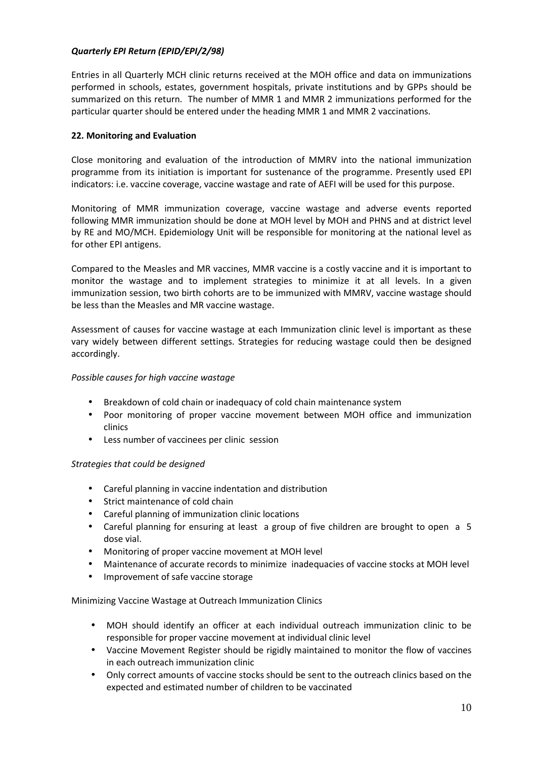*Quarterly EPI Return (EPID/EPI/2/98)*

Entries in all Quarterly MCH clinic returns received at the MOH office and data on immunizations performed in schools, estates, government hospitals, private institutions and by GPPs should be summarized on this return. The number of MMR 1 and MMR 2 immunizations performed for the particular quarter should be entered under the heading MMR 1 and MMR 2 vaccinations.

**22. Monitoring and Evaluation**

Close monitoring and evaluation of the introduction of MMRV into the national immunization programme from its initiation is important for sustenance of the programme. Presently used EPI indicators: i.e. vaccine coverage, vaccine wastage and rate of AEFI will be used for this purpose.

Monitoring of MMR immunization coverage, vaccine wastage and adverse events reported following MMR immunization should be done at MOH level by MOH and PHNS and at district level by RE and MO/MCH. Epidemiology Unit will be responsible for monitoring at the national level as for other EPI antigens.

Compared to the Measles and MR vaccines, MMR vaccine is a costly vaccine and it is important to monitor the wastage and to implement strategies to minimize it at all levels. In a given immunization session, two birth cohorts are to be immunized with MMRV, vaccine wastage should be less than the Measles and MR vaccine wastage.

Assessment of causes for vaccine wastage at each Immunization clinic level is important as these vary widely between different settings. Strategies for reducing wastage could then be designed accordingly.

*Possible causes for high vaccine wastage*

- Breakdown of cold chain or inadequacy of cold chain maintenance system
- Poor monitoring of proper vaccine movement between MOH office and immunization clinics
- Less number of vaccinees per clinic session

*Strategies that could be designed*

- Careful planning in vaccine indentation and distribution
- Strict maintenance of cold chain
- Careful planning of immunization clinic locations
- Careful planning for ensuring at least a group of five children are brought to open a 5 dose vial.
- Monitoring of proper vaccine movement at MOH level
- Maintenance of accurate records to minimize inadequacies of vaccine stocks at MOH level
- Improvement of safe vaccine storage

Minimizing Vaccine Wastage at Outreach Immunization Clinics

- MOH should identify an officer at each individual outreach immunization clinic to be responsible for proper vaccine movement at individual clinic level
- Vaccine Movement Register should be rigidly maintained to monitor the flow of vaccines in each outreach immunization clinic
- Only correct amounts of vaccine stocks should be sent to the outreach clinics based on the expected and estimated number of children to be vaccinated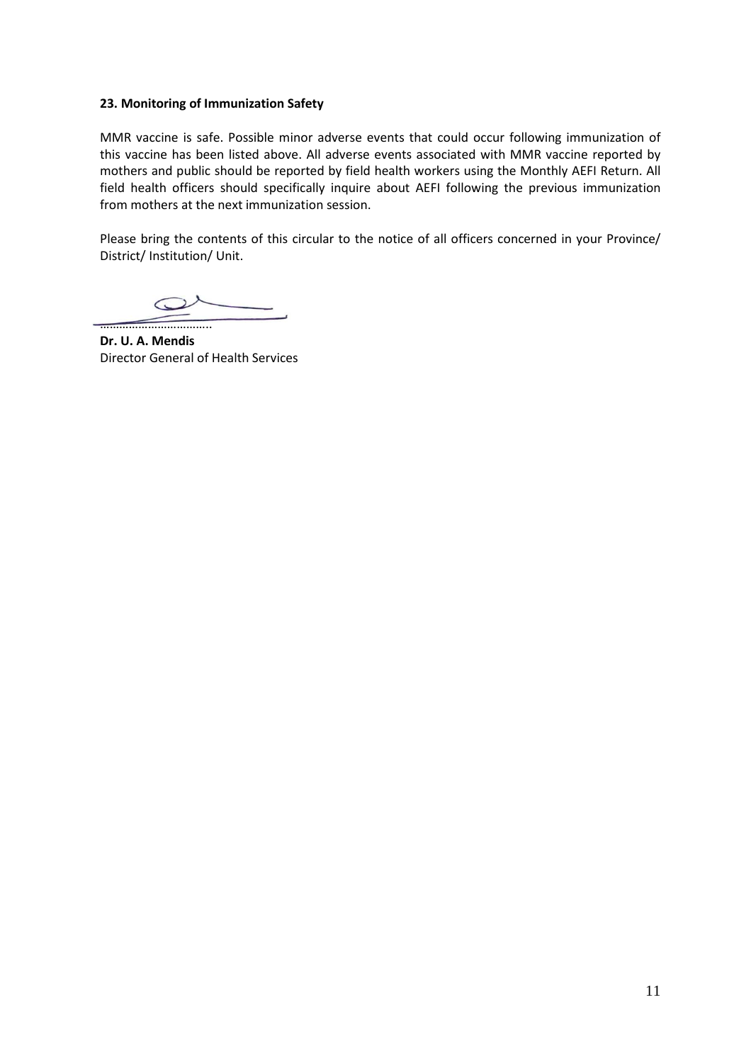### 23. Monitoring of Immunization Safety

MMR vaccine is safe. Possible minor adverse events that could occur following immunization of this vaccine has been listed above. All adverse events associated with MMR vaccine reported by mothers and public should be reported by field health workers using the Monthly AEFI Return. All field health officers should specifically inquire about AEFI following the previous immunization from mothers at the next immunization session.

Please bring the contents of this circular to the notice of all officers concerned in your Province/ District/ Institution/ Unit.

……………………………..

**Dr. U. A. Mendis**
Director General of Health Services